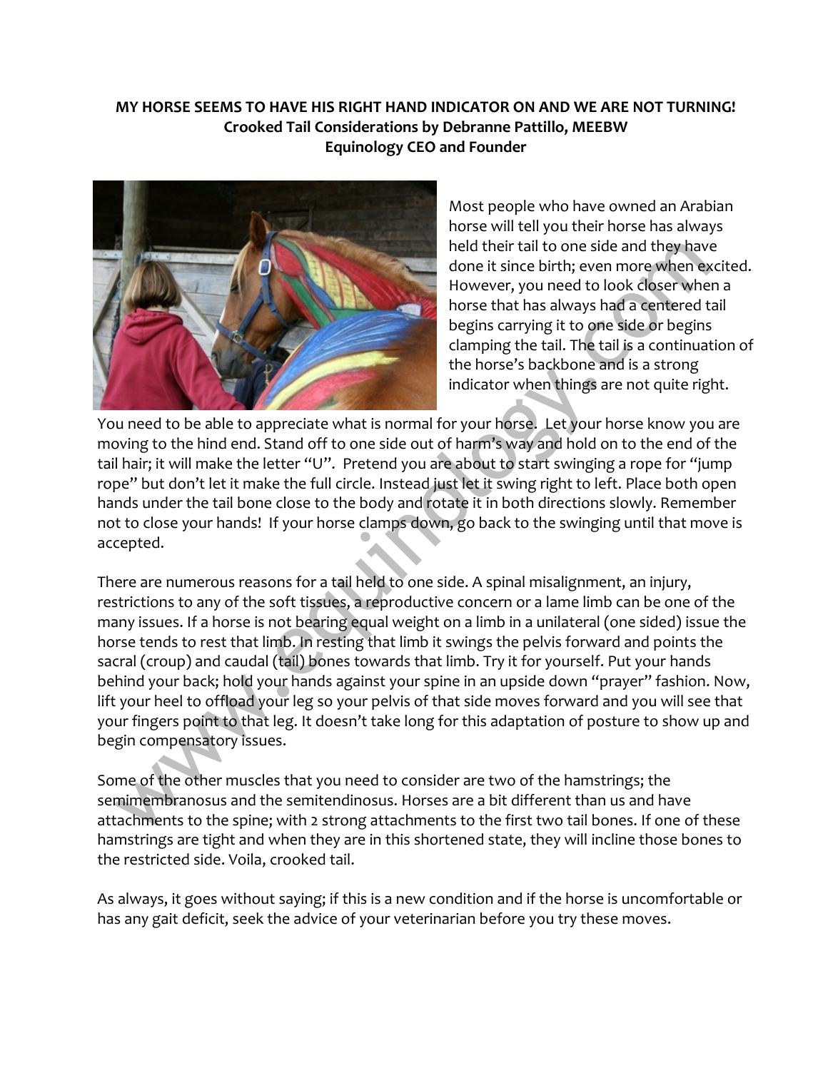# MY HORSE SEEMS TO HAVE HIS RIGHT HAND INDICATOR ON AND WE ARE NOT TURNING!

## Crooked Tail Considerations by Debranne Pattillo, MEEBW

## Equinology CEO and Founder

Most people who have owned an Arabian horse will tell you their horse has always held their tail to one side and they have done it since birth; even more when excited. However, you need to look closer when a horse that has always had a centered tail begins carrying it to one side or begins clamping the tail. The tail is a continuation of the horse's backbone and is a strong indicator when things are not quite right.

You need to be able to appreciate what is normal for your horse. Let your horse know you are moving to the hind end. Stand off to one side out of harm's way and hold on to the end of the tail hair; it will make the letter "U". Pretend you are about to start swinging a rope for "jump rope" but don't let it make the full circle. Instead just let it swing right to left. Place both open hands under the tail bone close to the body and rotate it in both directions slowly. Remember not to close your hands! If your horse clamps down, go back to the swinging until that move is accepted.

There are numerous reasons for a tail held to one side. A spinal misalignment, an injury, restrictions to any of the soft tissues, a reproductive concern or a lame limb can be one of the many issues. If a horse is not bearing equal weight on a limb in a unilateral (one sided) issue the horse tends to rest that limb. In resting that limb it swings the pelvis forward and points the sacral (croup) and caudal (tail) bones towards that limb. Try it for yourself. Put your hands behind your back; hold your hands against your spine in an upside down "prayer" fashion. Now, lift your heel to offload your leg so your pelvis of that side moves forward and you will see that your fingers point to that leg. It doesn't take long for this adaptation of posture to show up and begin compensatory issues.

Some of the other muscles that you need to consider are two of the hamstrings; the semimembranosus and the semitendinosus. Horses are a bit different than us and have attachments to the spine; with 2 strong attachments to the first two tail bones. If one of these hamstrings are tight and when they are in this shortened state, they will incline those bones to the restricted side. Voila, crooked tail.

As always, it goes without saying; if this is a new condition and if the horse is uncomfortable or has any gait deficit, seek the advice of your veterinarian before you try these moves.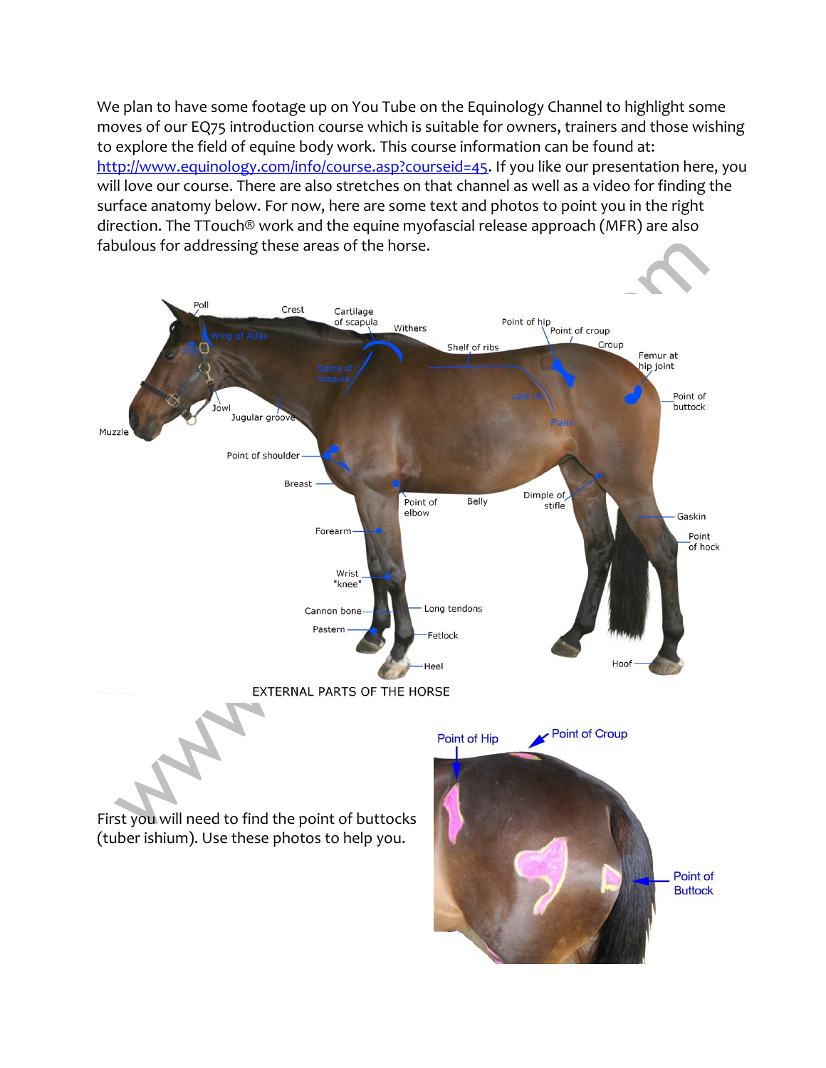We plan to have some footage up on You Tube on the Equinology Channel to highlight some moves of our EQ75 introduction course which is suitable for owners, trainers and those wishing to explore the field of equine body work. This course information can be found at: [http://www.equinology.com/info/course.asp?courseid=45](http://www.equinology.com/info/course.asp?courseid=45). If you like our presentation here, you will love our course. There are also stretches on that channel as well as a video for finding the surface anatomy below. For now, here are some text and photos to point you in the right direction. The TTouch® work and the equine myofascial release approach (MFR) are also fabulous for addressing these areas of the horse.

EXTERNAL PARTS OF THE HORSE

First you will need to find the point of buttocks (tuber ishium). Use these photos to help you.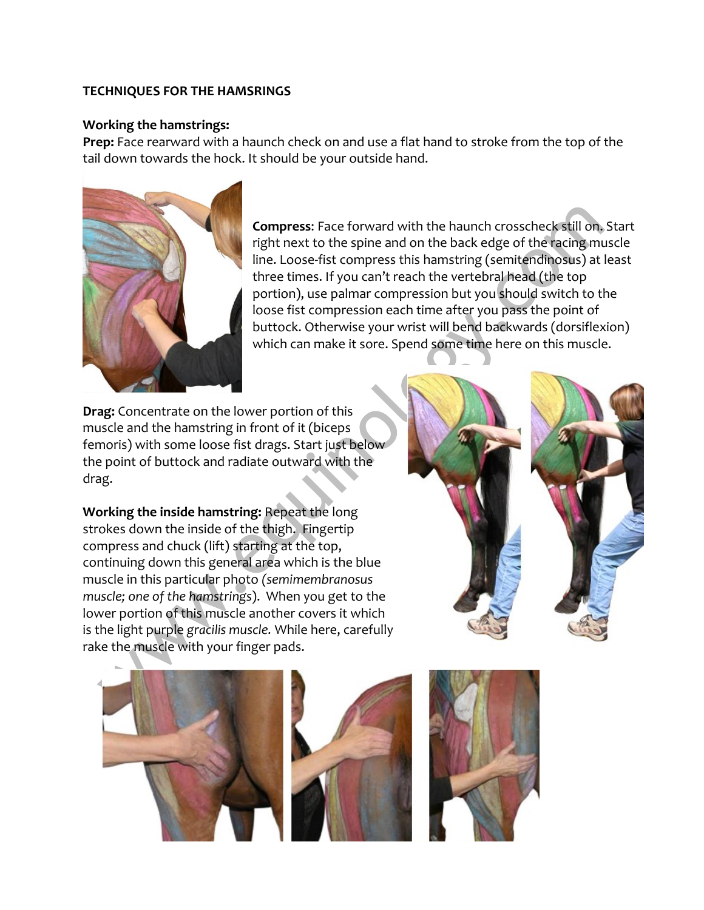**TECHNIQUES FOR THE HAMSRINGS**

**Working the hamstrings:**

**Prep:** Face rearward with a haunch check on and use a flat hand to stroke from the top of the tail down towards the hock. It should be your outside hand.

**Compress**: Face forward with the haunch crosscheck still on. Start right next to the spine and on the back edge of the racing muscle line. Loose-fist compress this hamstring (semitendinosus) at least three times. If you can't reach the vertebral head (the top portion), use palmar compression but you should switch to the loose fist compression each time after you pass the point of buttock. Otherwise your wrist will bend backwards (dorsiflexion) which can make it sore. Spend some time here on this muscle.

**Drag:** Concentrate on the lower portion of this muscle and the hamstring in front of it (biceps femoris) with some loose fist drags. Start just below the point of buttock and radiate outward with the drag.

**Working the inside hamstring:** Repeat the long strokes down the inside of the thigh. Fingertip compress and chuck (lift) starting at the top, continuing down this general area which is the blue muscle in this particular photo *(semimembranosus muscle; one of the hamstrings*). When you get to the lower portion of this muscle another covers it which is the light purple *gracilis muscle.* While here, carefully rake the muscle with your finger pads.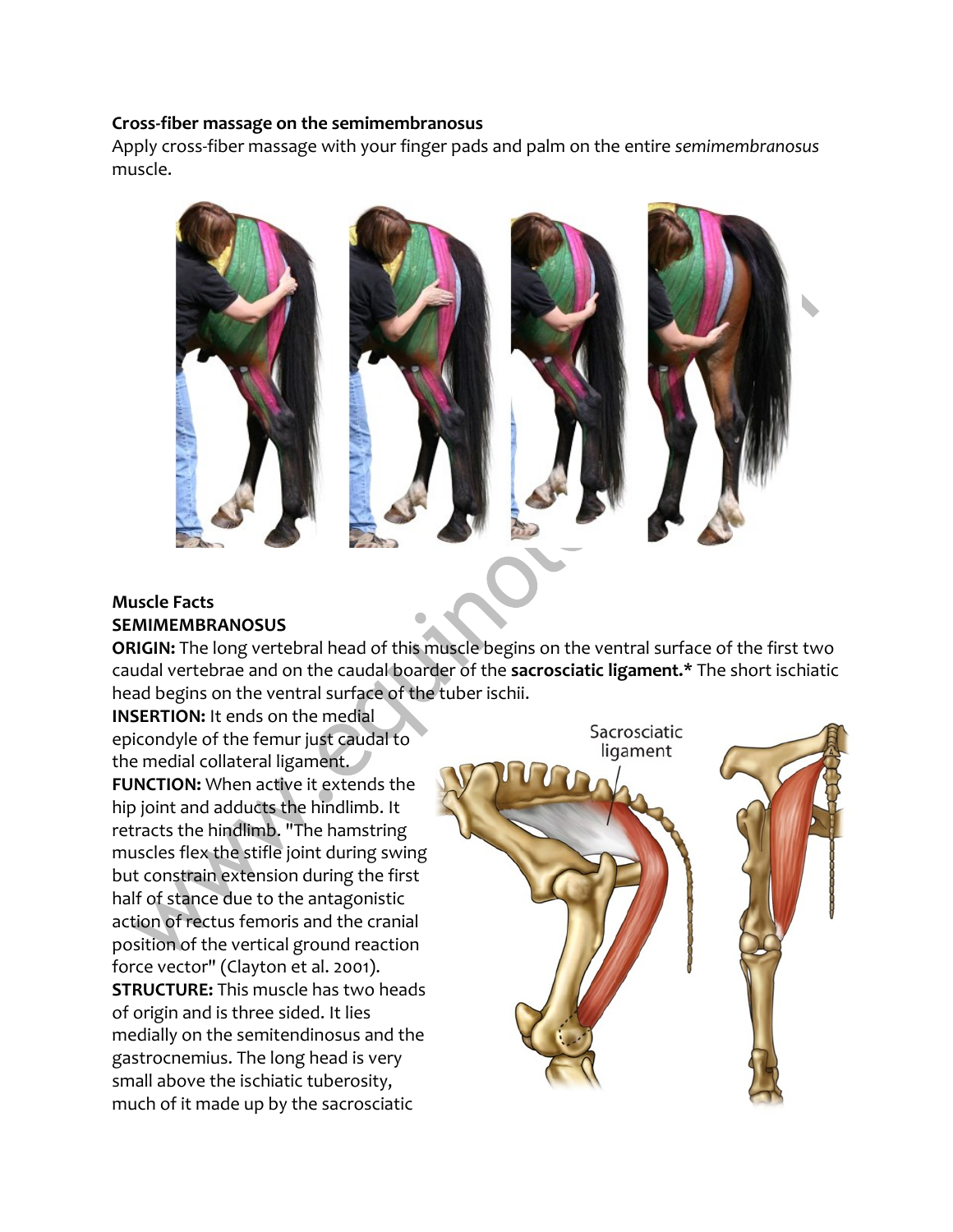**Cross-fiber massage on the semimembranosus**

Apply cross-fiber massage with your finger pads and palm on the entire *semimembranosus* muscle.

**Muscle Facts**

**SEMIMEMBRANOSUS**

**ORIGIN:** The long vertebral head of this muscle begins on the ventral surface of the first two caudal vertebrae and on the caudal boarder of the **sacrosciatic ligament.*** The short ischiatic head begins on the ventral surface of the tuber ischii.

**INSERTION:** It ends on the medial epicondyle of the femur just caudal to the medial collateral ligament.

**FUNCTION:** When active it extends the hip joint and adducts the hindlimb. It retracts the hindlimb. "The hamstring muscles flex the stifle joint during swing but constrain extension during the first half of stance due to the antagonistic action of rectus femoris and the cranial position of the vertical ground reaction force vector" (Clayton et al. 2001).

**STRUCTURE:** This muscle has two heads of origin and is three sided. It lies medially on the semitendinosus and the gastrocnemius. The long head is very small above the ischiatic tuberosity, much of it made up by the sacrosciatic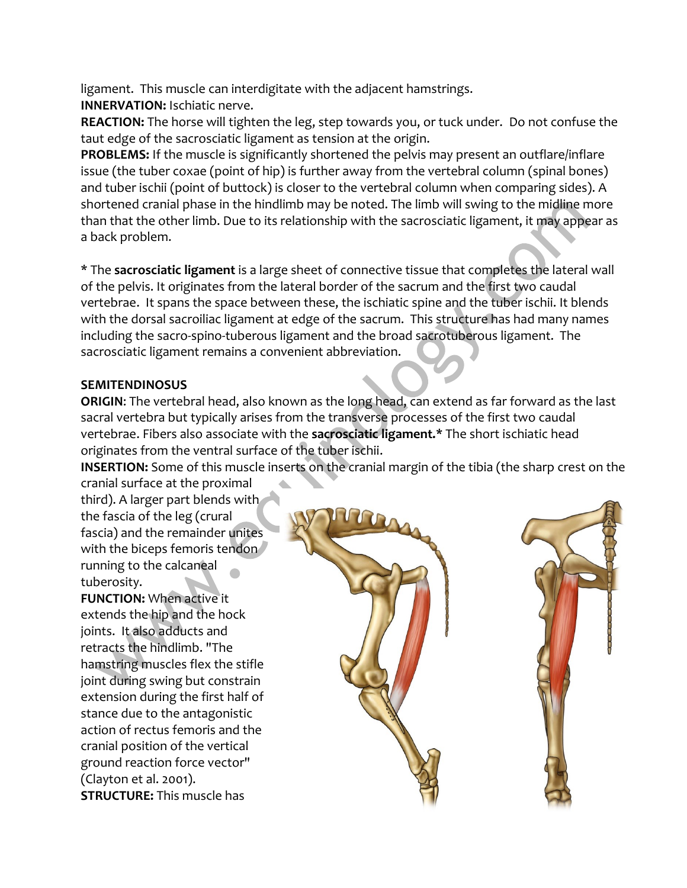ligament. This muscle can interdigitate with the adjacent hamstrings.
**INNERVATION:** Ischiatic nerve.
**REACTION:** The horse will tighten the leg, step towards you, or tuck under. Do not confuse the taut edge of the sacrosciatic ligament as tension at the origin.
**PROBLEMS:** If the muscle is significantly shortened the pelvis may present an outflare/inflare issue (the tuber coxae (point of hip) is further away from the vertebral column (spinal bones) and tuber ischii (point of buttock) is closer to the vertebral column when comparing sides). A shortened cranial phase in the hindlimb may be noted. The limb will swing to the midline more than that the other limb. Due to its relationship with the sacrosciatic ligament, it may appear as a back problem.

* The **sacrosciatic ligament** is a large sheet of connective tissue that completes the lateral wall of the pelvis. It originates from the lateral border of the sacrum and the first two caudal vertebrae. It spans the space between these, the ischiatic spine and the tuber ischii. It blends with the dorsal sacroiliac ligament at edge of the sacrum. This structure has had many names including the sacro-spino-tuberous ligament and the broad sacrotuberous ligament. The sacrosciatic ligament remains a convenient abbreviation.

**SEMITENDINOSUS**
**ORIGIN**: The vertebral head, also known as the long head, can extend as far forward as the last sacral vertebra but typically arises from the transverse processes of the first two caudal vertebrae. Fibers also associate with the **sacrosciatic ligament.*** The short ischiatic head originates from the ventral surface of the tuber ischii.
**INSERTION:** Some of this muscle inserts on the cranial margin of the tibia (the sharp crest on the cranial surface at the proximal third). A larger part blends with the fascia of the leg (crural fascia) and the remainder unites with the biceps femoris tendon running to the calcaneal tuberosity.
**FUNCTION:** When active it extends the hip and the hock joints. It also adducts and retracts the hindlimb. "The hamstring muscles flex the stifle joint during swing but constrain extension during the first half of stance due to the antagonistic action of rectus femoris and the cranial position of the vertical ground reaction force vector" (Clayton et al. 2001).
**STRUCTURE:** This muscle has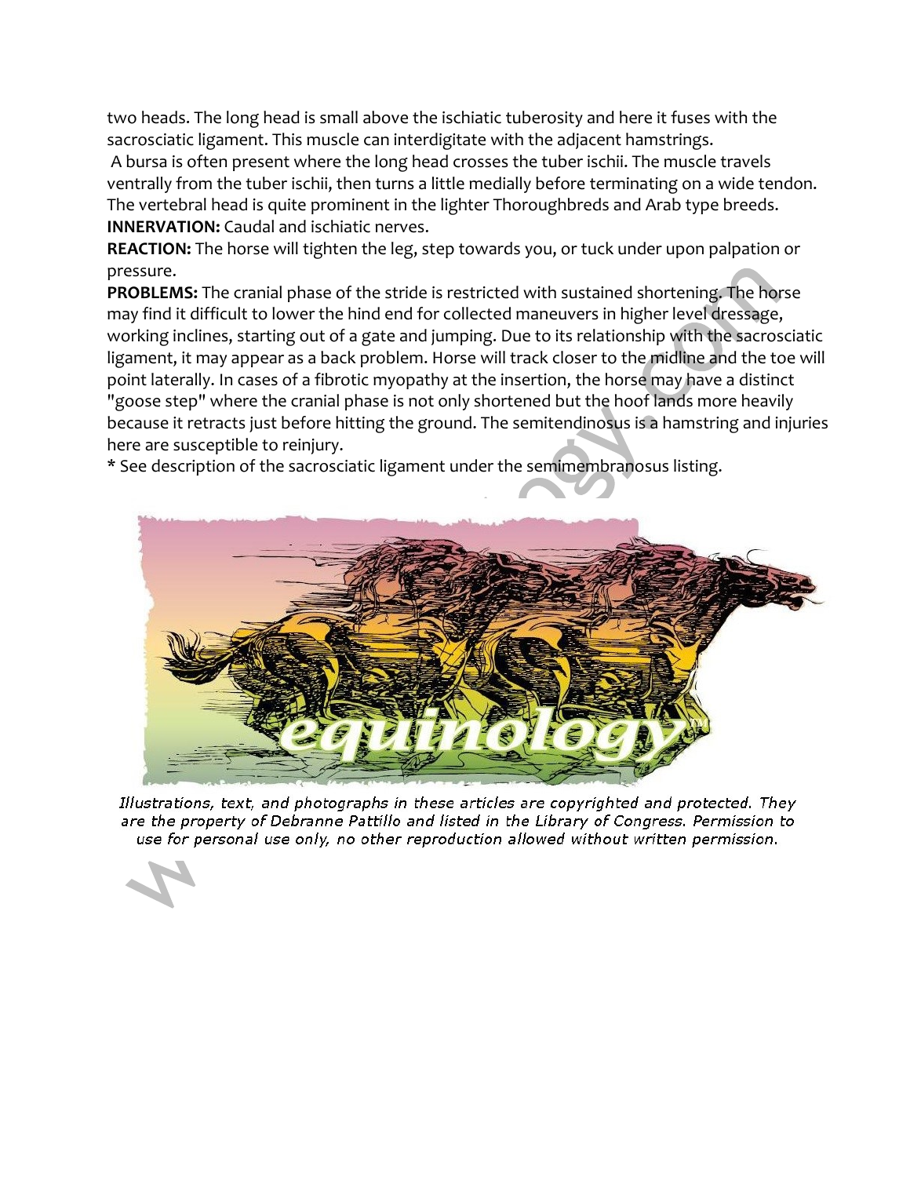two heads. The long head is small above the ischiatic tuberosity and here it fuses with the sacrosciatic ligament. This muscle can interdigitate with the adjacent hamstrings.

A bursa is often present where the long head crosses the tuber ischii. The muscle travels ventrally from the tuber ischii, then turns a little medially before terminating on a wide tendon. The vertebral head is quite prominent in the lighter Thoroughbreds and Arab type breeds.

**INNERVATION:** Caudal and ischiatic nerves.

**REACTION:** The horse will tighten the leg, step towards you, or tuck under upon palpation or pressure.

**PROBLEMS:** The cranial phase of the stride is restricted with sustained shortening. The horse may find it difficult to lower the hind end for collected maneuvers in higher level dressage, working inclines, starting out of a gate and jumping. Due to its relationship with the sacrosciatic ligament, it may appear as a back problem. Horse will track closer to the midline and the toe will point laterally. In cases of a fibrotic myopathy at the insertion, the horse may have a distinct "goose step" where the cranial phase is not only shortened but the hoof lands more heavily because it retracts just before hitting the ground. The semitendinosus is a hamstring and injuries here are susceptible to reinjury.

* See description of the sacrosciatic ligament under the semimembranosus listing.

equinology™

*Illustrations, text, and photographs in these articles are copyrighted and protected. They are the property of Debranne Pattillo and listed in the Library of Congress. Permission to use for personal use only, no other reproduction allowed without written permission.*